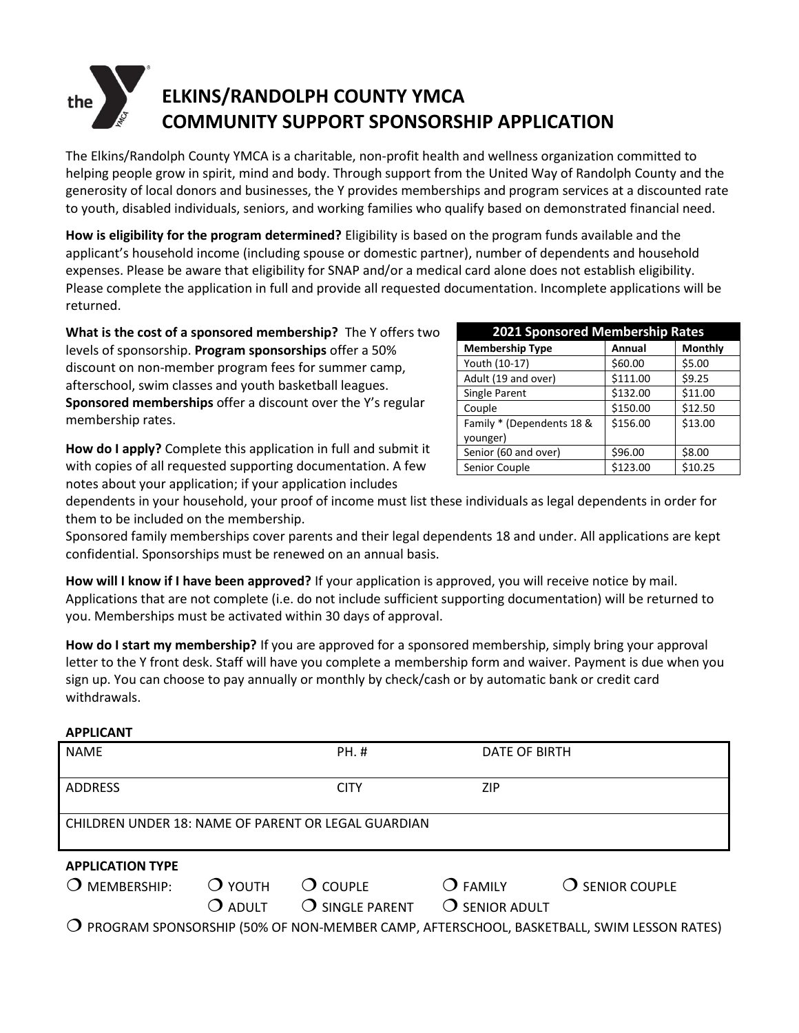# ELKINS/RANDOLPH COUNTY YMCA
# COMMUNITY SUPPORT SPONSORSHIP APPLICATION

The Elkins/Randolph County YMCA is a charitable, non-profit health and wellness organization committed to helping people grow in spirit, mind and body. Through support from the United Way of Randolph County and the generosity of local donors and businesses, the Y provides memberships and program services at a discounted rate to youth, disabled individuals, seniors, and working families who qualify based on demonstrated financial need.

**How is eligibility for the program determined?** Eligibility is based on the program funds available and the applicant's household income (including spouse or domestic partner), number of dependents and household expenses. Please be aware that eligibility for SNAP and/or a medical card alone does not establish eligibility. Please complete the application in full and provide all requested documentation. Incomplete applications will be returned.

**What is the cost of a sponsored membership?** The Y offers two levels of sponsorship. **Program sponsorships** offer a 50% discount on non-member program fees for summer camp, afterschool, swim classes and youth basketball leagues. **Sponsored memberships** offer a discount over the Y's regular membership rates.

| 2021 Sponsored Membership Rates | | |
|---|---|---|
| **Membership Type** | **Annual** | **Monthly** |
| Youth (10-17) | $60.00 | $5.00 |
| Adult (19 and over) | $111.00 | $9.25 |
| Single Parent | $132.00 | $11.00 |
| Couple | $150.00 | $12.50 |
| Family * (Dependents 18 & younger) | $156.00 | $13.00 |
| Senior (60 and over) | $96.00 | $8.00 |
| Senior Couple | $123.00 | $10.25 |

**How do I apply?** Complete this application in full and submit it with copies of all requested supporting documentation. A few notes about your application; if your application includes dependents in your household, your proof of income must list these individuals as legal dependents in order for them to be included on the membership.

Sponsored family memberships cover parents and their legal dependents 18 and under. All applications are kept confidential. Sponsorships must be renewed on an annual basis.

**How will I know if I have been approved?** If your application is approved, you will receive notice by mail. Applications that are not complete (i.e. do not include sufficient supporting documentation) will be returned to you. Memberships must be activated within 30 days of approval.

**How do I start my membership?** If you are approved for a sponsored membership, simply bring your approval letter to the Y front desk. Staff will have you complete a membership form and waiver. Payment is due when you sign up. You can choose to pay annually or monthly by check/cash or by automatic bank or credit card withdrawals.

**APPLICANT**

| NAME | PH. # | DATE OF BIRTH |
|---|---|---|
| ADDRESS | CITY | ZIP |
| CHILDREN UNDER 18: NAME OF PARENT OR LEGAL GUARDIAN | | |

**APPLICATION TYPE**

❍ MEMBERSHIP: ❍ YOUTH ❍ COUPLE ❍ FAMILY ❍ SENIOR COUPLE
❍ ADULT ❍ SINGLE PARENT ❍ SENIOR ADULT

❍ PROGRAM SPONSORSHIP (50% OF NON-MEMBER CAMP, AFTERSCHOOL, BASKETBALL, SWIM LESSON RATES)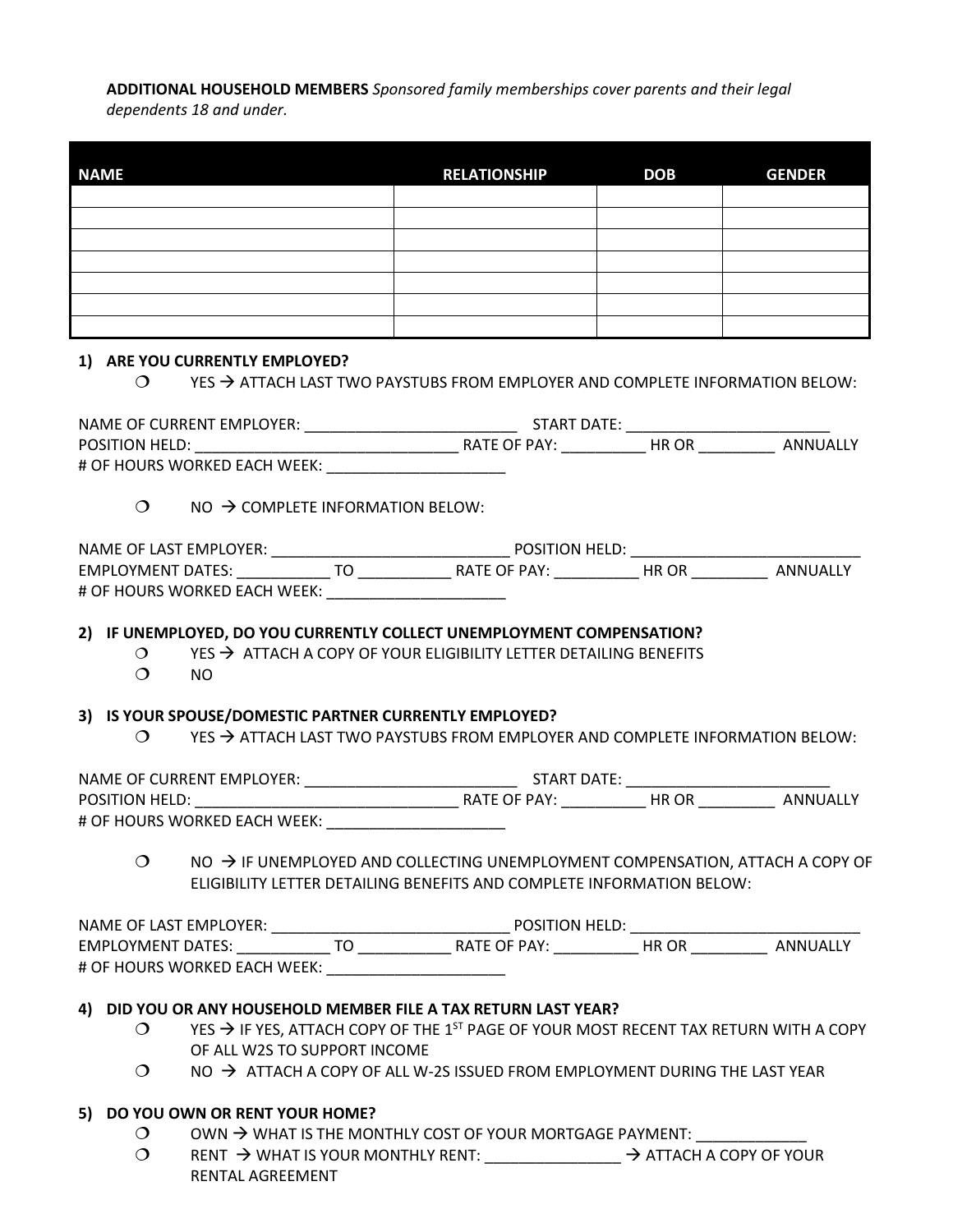**ADDITIONAL HOUSEHOLD MEMBERS** *Sponsored family memberships cover parents and their legal dependents 18 and under.*

| NAME | RELATIONSHIP | DOB | GENDER |
|---|---|---|---|
| | | | |
| | | | |
| | | | |
| | | | |
| | | | |
| | | | |
| | | | |

**1) ARE YOU CURRENTLY EMPLOYED?**

❍ YES → ATTACH LAST TWO PAYSTUBS FROM EMPLOYER AND COMPLETE INFORMATION BELOW:

NAME OF CURRENT EMPLOYER: __________________________ START DATE: _________________________
POSITION HELD: _________________________________ RATE OF PAY: __________ HR OR _________ ANNUALLY
# OF HOURS WORKED EACH WEEK: ______________________

❍ NO → COMPLETE INFORMATION BELOW:

NAME OF LAST EMPLOYER: _____________________________ POSITION HELD: ____________________________
EMPLOYMENT DATES: ___________ TO ___________ RATE OF PAY: __________ HR OR _________ ANNUALLY
# OF HOURS WORKED EACH WEEK: ______________________

**2) IF UNEMPLOYED, DO YOU CURRENTLY COLLECT UNEMPLOYMENT COMPENSATION?**

❍ YES → ATTACH A COPY OF YOUR ELIGIBILITY LETTER DETAILING BENEFITS
❍ NO

**3) IS YOUR SPOUSE/DOMESTIC PARTNER CURRENTLY EMPLOYED?**

❍ YES → ATTACH LAST TWO PAYSTUBS FROM EMPLOYER AND COMPLETE INFORMATION BELOW:

NAME OF CURRENT EMPLOYER: __________________________ START DATE: _________________________
POSITION HELD: _________________________________ RATE OF PAY: __________ HR OR _________ ANNUALLY
# OF HOURS WORKED EACH WEEK: ______________________

❍ NO → IF UNEMPLOYED AND COLLECTING UNEMPLOYMENT COMPENSATION, ATTACH A COPY OF ELIGIBILITY LETTER DETAILING BENEFITS AND COMPLETE INFORMATION BELOW:

NAME OF LAST EMPLOYER: _____________________________ POSITION HELD: ____________________________
EMPLOYMENT DATES: ___________ TO ___________ RATE OF PAY: __________ HR OR _________ ANNUALLY
# OF HOURS WORKED EACH WEEK: ______________________

**4) DID YOU OR ANY HOUSEHOLD MEMBER FILE A TAX RETURN LAST YEAR?**

❍ YES → IF YES, ATTACH COPY OF THE 1ST PAGE OF YOUR MOST RECENT TAX RETURN WITH A COPY OF ALL W2S TO SUPPORT INCOME
❍ NO → ATTACH A COPY OF ALL W-2S ISSUED FROM EMPLOYMENT DURING THE LAST YEAR

**5) DO YOU OWN OR RENT YOUR HOME?**

❍ OWN → WHAT IS THE MONTHLY COST OF YOUR MORTGAGE PAYMENT: _____________
❍ RENT → WHAT IS YOUR MONTHLY RENT: ________________ → ATTACH A COPY OF YOUR RENTAL AGREEMENT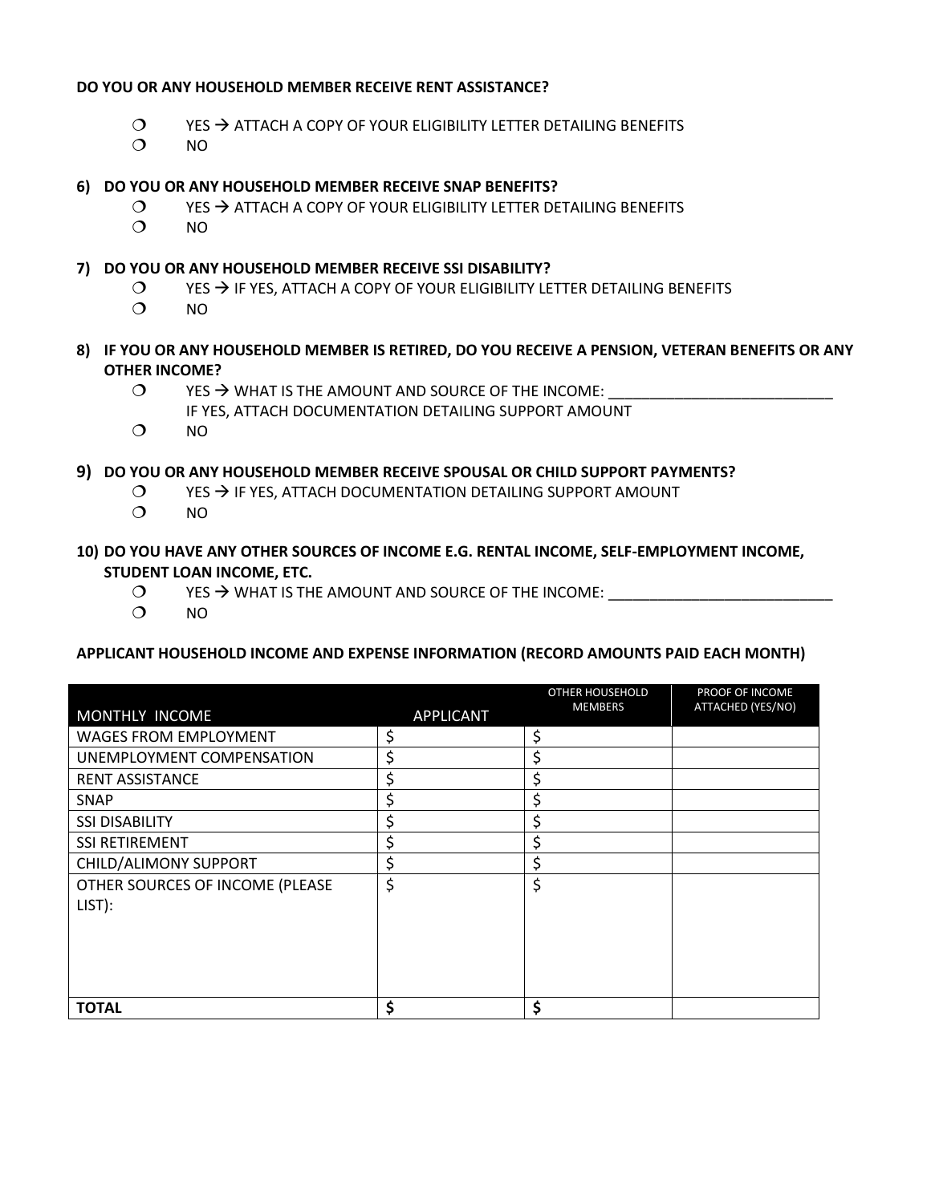**DO YOU OR ANY HOUSEHOLD MEMBER RECEIVE RENT ASSISTANCE?**

- ❍ YES → ATTACH A COPY OF YOUR ELIGIBILITY LETTER DETAILING BENEFITS
- ❍ NO

**6) DO YOU OR ANY HOUSEHOLD MEMBER RECEIVE SNAP BENEFITS?**

- ❍ YES → ATTACH A COPY OF YOUR ELIGIBILITY LETTER DETAILING BENEFITS
- ❍ NO

**7) DO YOU OR ANY HOUSEHOLD MEMBER RECEIVE SSI DISABILITY?**

- ❍ YES → IF YES, ATTACH A COPY OF YOUR ELIGIBILITY LETTER DETAILING BENEFITS
- ❍ NO

**8) IF YOU OR ANY HOUSEHOLD MEMBER IS RETIRED, DO YOU RECEIVE A PENSION, VETERAN BENEFITS OR ANY OTHER INCOME?**

- ❍ YES → WHAT IS THE AMOUNT AND SOURCE OF THE INCOME: ___________________________
  IF YES, ATTACH DOCUMENTATION DETAILING SUPPORT AMOUNT
- ❍ NO

**9) DO YOU OR ANY HOUSEHOLD MEMBER RECEIVE SPOUSAL OR CHILD SUPPORT PAYMENTS?**

- ❍ YES → IF YES, ATTACH DOCUMENTATION DETAILING SUPPORT AMOUNT
- ❍ NO

**10) DO YOU HAVE ANY OTHER SOURCES OF INCOME E.G. RENTAL INCOME, SELF-EMPLOYMENT INCOME, STUDENT LOAN INCOME, ETC.**

- ❍ YES → WHAT IS THE AMOUNT AND SOURCE OF THE INCOME: ___________________________
- ❍ NO

**APPLICANT HOUSEHOLD INCOME AND EXPENSE INFORMATION (RECORD AMOUNTS PAID EACH MONTH)**

| MONTHLY INCOME | APPLICANT | OTHER HOUSEHOLD MEMBERS | PROOF OF INCOME ATTACHED (YES/NO) |
|---|---|---|---|
| WAGES FROM EMPLOYMENT | $ | $ | |
| UNEMPLOYMENT COMPENSATION | $ | $ | |
| RENT ASSISTANCE | $ | $ | |
| SNAP | $ | $ | |
| SSI DISABILITY | $ | $ | |
| SSI RETIREMENT | $ | $ | |
| CHILD/ALIMONY SUPPORT | $ | $ | |
| OTHER SOURCES OF INCOME (PLEASE LIST): | $ | $ | |
| **TOTAL** | **$** | **$** | |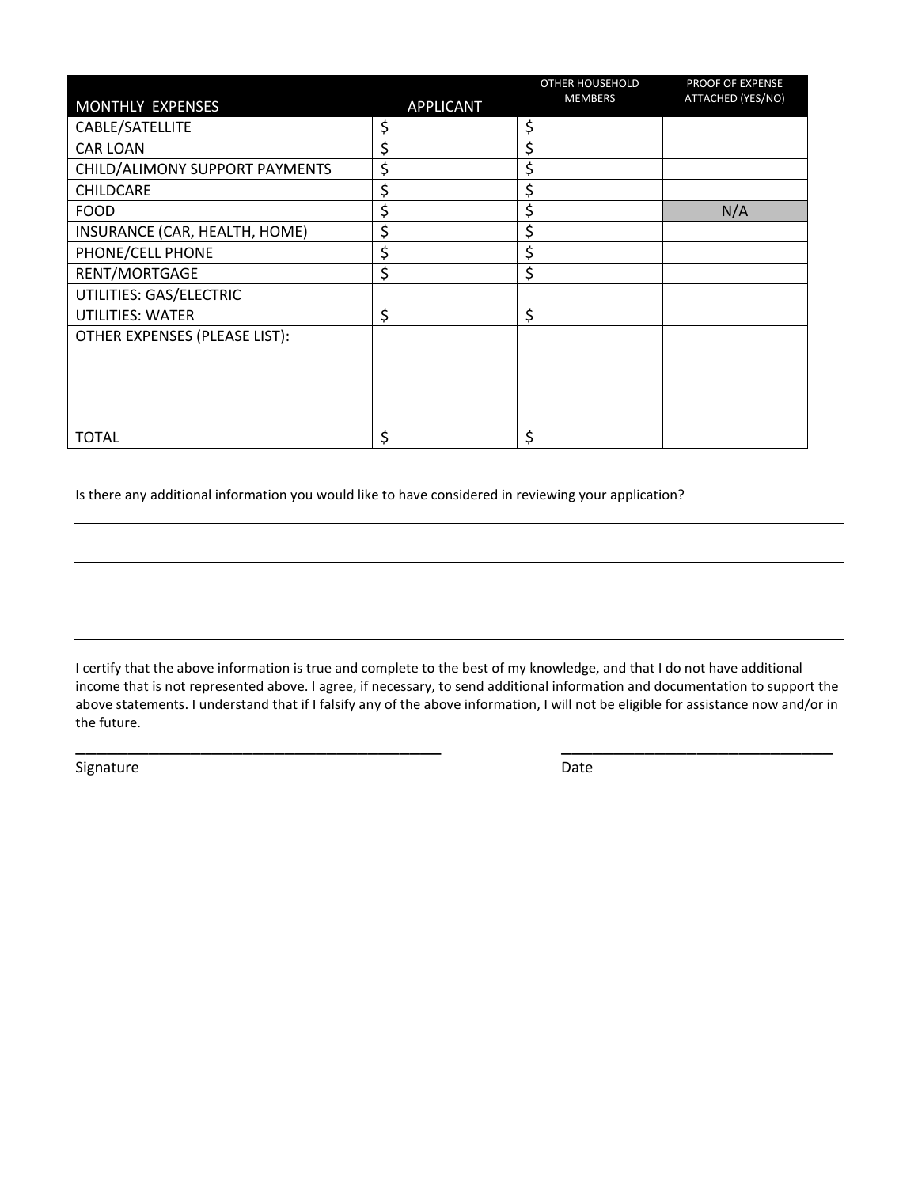| MONTHLY EXPENSES | APPLICANT | OTHER HOUSEHOLD MEMBERS | PROOF OF EXPENSE ATTACHED (YES/NO) |
|---|---|---|---|
| CABLE/SATELLITE | $ | $ | |
| CAR LOAN | $ | $ | |
| CHILD/ALIMONY SUPPORT PAYMENTS | $ | $ | |
| CHILDCARE | $ | $ | |
| FOOD | $ | $ | N/A |
| INSURANCE (CAR, HEALTH, HOME) | $ | $ | |
| PHONE/CELL PHONE | $ | $ | |
| RENT/MORTGAGE | $ | $ | |
| UTILITIES: GAS/ELECTRIC | | | |
| UTILITIES: WATER | $ | $ | |
| OTHER EXPENSES (PLEASE LIST): | | | |
| TOTAL | $ | $ | |

Is there any additional information you would like to have considered in reviewing your application?

\_\_\_\_\_\_\_\_\_\_\_\_\_\_\_\_\_\_\_\_\_\_\_\_\_\_\_\_\_\_\_\_\_\_\_\_\_\_\_\_\_\_\_\_\_\_\_\_\_\_\_\_\_\_\_\_\_\_\_\_

\_\_\_\_\_\_\_\_\_\_\_\_\_\_\_\_\_\_\_\_\_\_\_\_\_\_\_\_\_\_\_\_\_\_\_\_\_\_\_\_\_\_\_\_\_\_\_\_\_\_\_\_\_\_\_\_\_\_\_\_

\_\_\_\_\_\_\_\_\_\_\_\_\_\_\_\_\_\_\_\_\_\_\_\_\_\_\_\_\_\_\_\_\_\_\_\_\_\_\_\_\_\_\_\_\_\_\_\_\_\_\_\_\_\_\_\_\_\_\_\_

\_\_\_\_\_\_\_\_\_\_\_\_\_\_\_\_\_\_\_\_\_\_\_\_\_\_\_\_\_\_\_\_\_\_\_\_\_\_\_\_\_\_\_\_\_\_\_\_\_\_\_\_\_\_\_\_\_\_\_\_

I certify that the above information is true and complete to the best of my knowledge, and that I do not have additional income that is not represented above. I agree, if necessary, to send additional information and documentation to support the above statements. I understand that if I falsify any of the above information, I will not be eligible for assistance now and/or in the future.

\_\_\_\_\_\_\_\_\_\_\_\_\_\_\_\_\_\_\_\_\_\_\_\_\_\_\_\_\_\_\_\_\_\_\_\_\_\_\_\_ \_\_\_\_\_\_\_\_\_\_\_\_\_\_\_\_\_\_\_\_\_\_\_\_\_\_\_\_\_\_

Signature Date